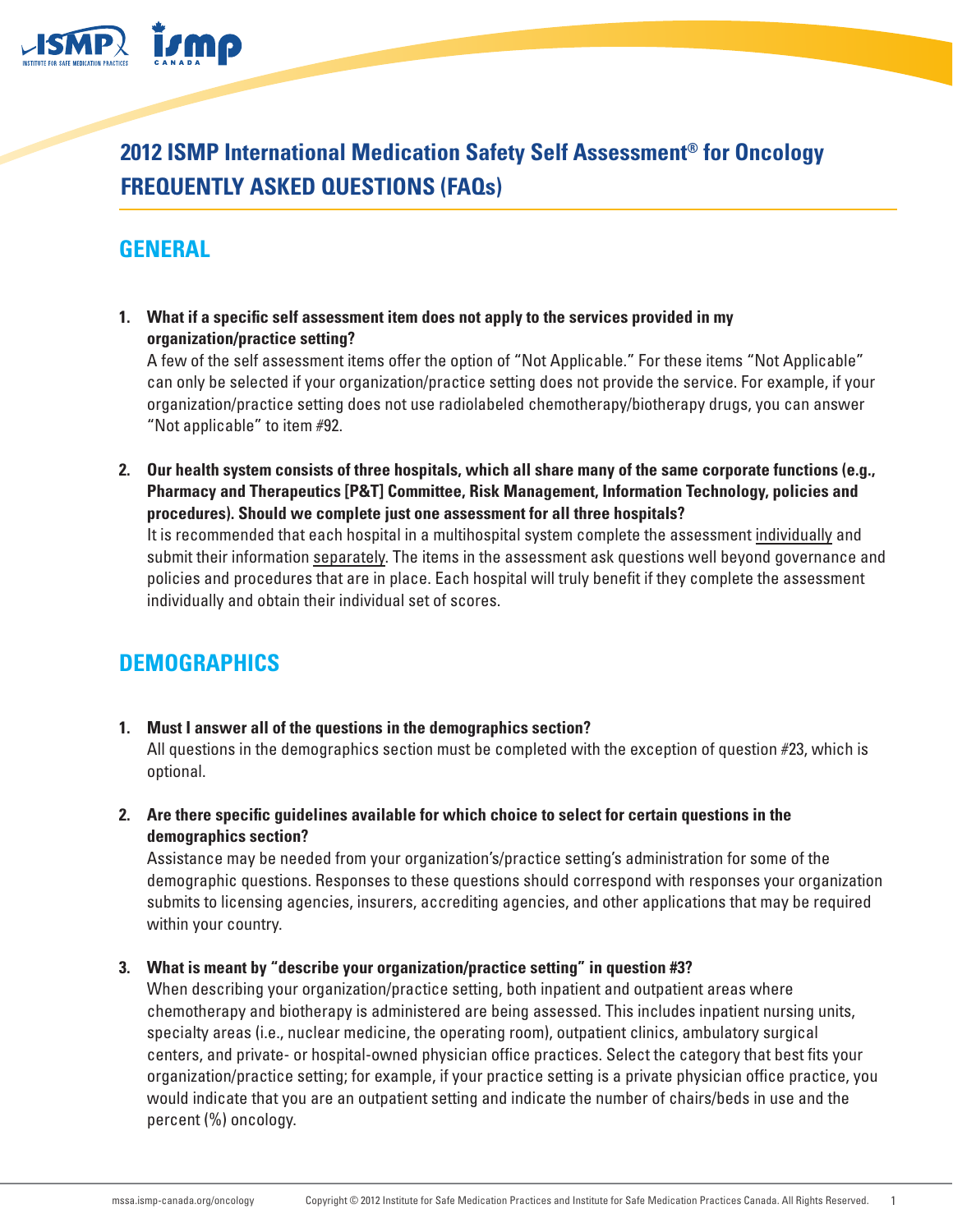# 2012 ISMP International Medication Safety Self Assessment® for Oncology FREQUENTLY ASKED QUESTIONS (FAQs)

## GENERAL

1. **What if a specific self assessment item does not apply to the services provided in my organization/practice setting?**
   A few of the self assessment items offer the option of "Not Applicable." For these items "Not Applicable" can only be selected if your organization/practice setting does not provide the service. For example, if your organization/practice setting does not use radiolabeled chemotherapy/biotherapy drugs, you can answer "Not applicable" to item #92.

2. **Our health system consists of three hospitals, which all share many of the same corporate functions (e.g., Pharmacy and Therapeutics [P&T] Committee, Risk Management, Information Technology, policies and procedures). Should we complete just one assessment for all three hospitals?**
   It is recommended that each hospital in a multihospital system complete the assessment individually and submit their information separately. The items in the assessment ask questions well beyond governance and policies and procedures that are in place. Each hospital will truly benefit if they complete the assessment individually and obtain their individual set of scores.

## DEMOGRAPHICS

1. **Must I answer all of the questions in the demographics section?**
   All questions in the demographics section must be completed with the exception of question #23, which is optional.

2. **Are there specific guidelines available for which choice to select for certain questions in the demographics section?**
   Assistance may be needed from your organization's/practice setting's administration for some of the demographic questions. Responses to these questions should correspond with responses your organization submits to licensing agencies, insurers, accrediting agencies, and other applications that may be required within your country.

3. **What is meant by "describe your organization/practice setting" in question #3?**
   When describing your organization/practice setting, both inpatient and outpatient areas where chemotherapy and biotherapy is administered are being assessed. This includes inpatient nursing units, specialty areas (i.e., nuclear medicine, the operating room), outpatient clinics, ambulatory surgical centers, and private- or hospital-owned physician office practices. Select the category that best fits your organization/practice setting; for example, if your practice setting is a private physician office practice, you would indicate that you are an outpatient setting and indicate the number of chairs/beds in use and the percent (%) oncology.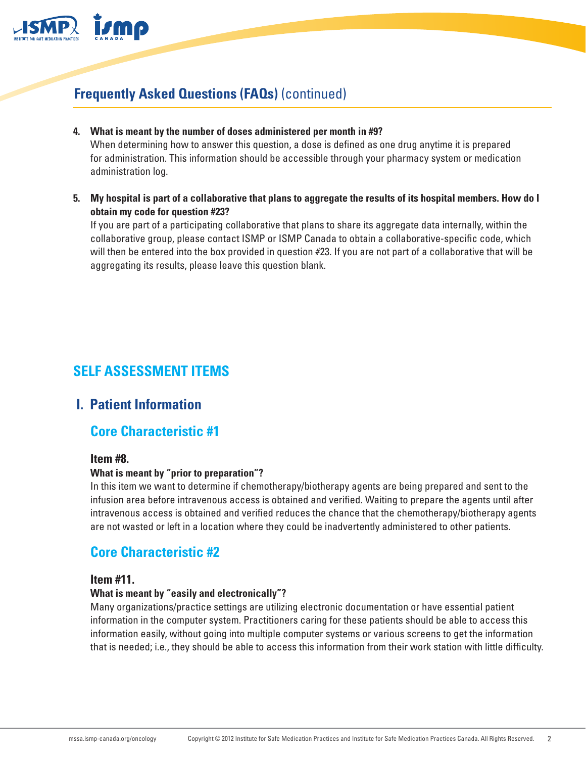## Frequently Asked Questions (FAQs) (continued)

4. **What is meant by the number of doses administered per month in #9?**
   When determining how to answer this question, a dose is defined as one drug anytime it is prepared for administration. This information should be accessible through your pharmacy system or medication administration log.

5. **My hospital is part of a collaborative that plans to aggregate the results of its hospital members. How do I obtain my code for question #23?**
   If you are part of a participating collaborative that plans to share its aggregate data internally, within the collaborative group, please contact ISMP or ISMP Canada to obtain a collaborative-specific code, which will then be entered into the box provided in question #23. If you are not part of a collaborative that will be aggregating its results, please leave this question blank.

# SELF ASSESSMENT ITEMS

## I. Patient Information

### Core Characteristic #1

#### Item #8.

**What is meant by "prior to preparation"?**

In this item we want to determine if chemotherapy/biotherapy agents are being prepared and sent to the infusion area before intravenous access is obtained and verified. Waiting to prepare the agents until after intravenous access is obtained and verified reduces the chance that the chemotherapy/biotherapy agents are not wasted or left in a location where they could be inadvertently administered to other patients.

### Core Characteristic #2

#### Item #11.

**What is meant by "easily and electronically"?**

Many organizations/practice settings are utilizing electronic documentation or have essential patient information in the computer system. Practitioners caring for these patients should be able to access this information easily, without going into multiple computer systems or various screens to get the information that is needed; i.e., they should be able to access this information from their work station with little difficulty.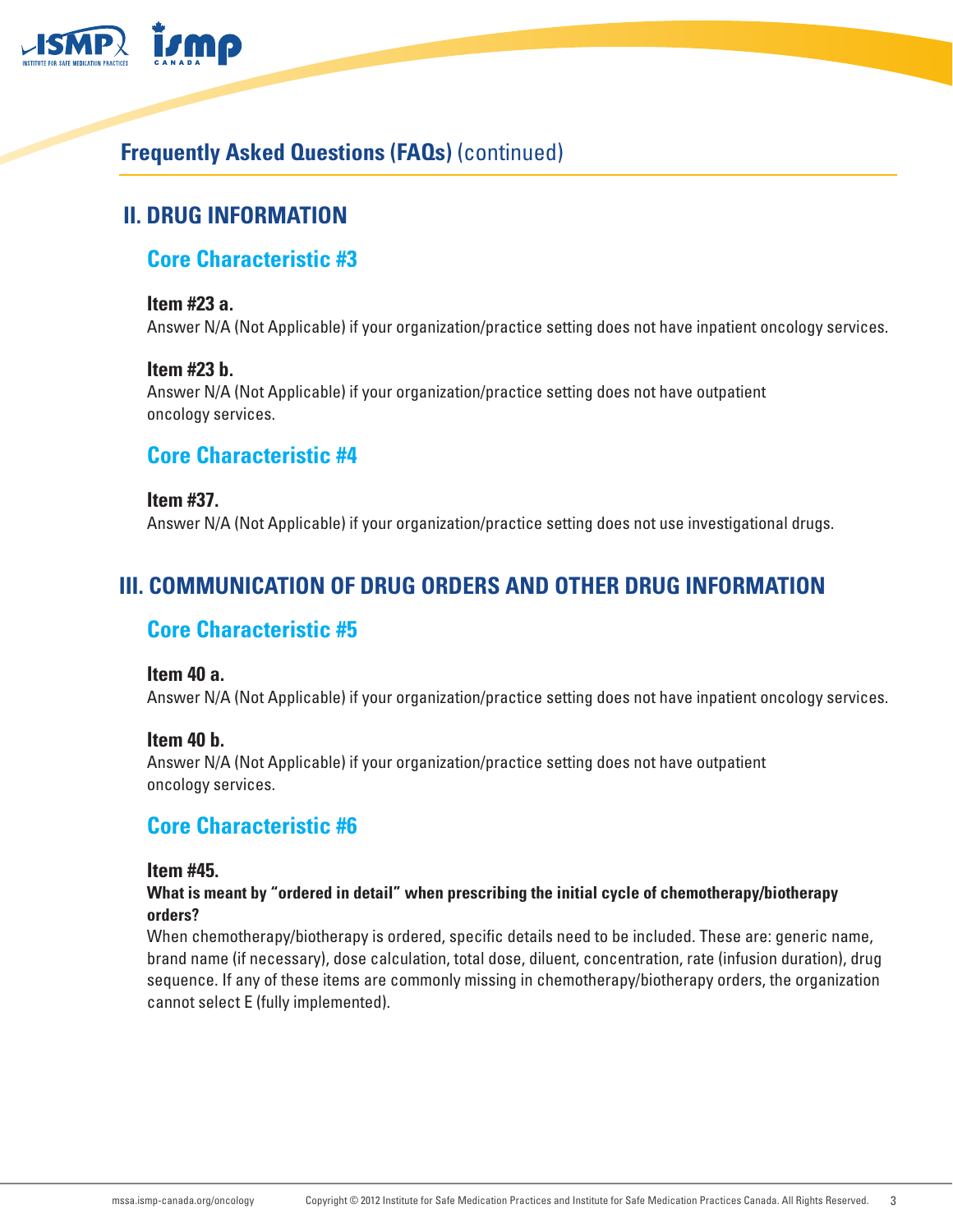## Frequently Asked Questions (FAQs) (continued)

## II. DRUG INFORMATION

### Core Characteristic #3

**Item #23 a.**

Answer N/A (Not Applicable) if your organization/practice setting does not have inpatient oncology services.

**Item #23 b.**

Answer N/A (Not Applicable) if your organization/practice setting does not have outpatient oncology services.

### Core Characteristic #4

**Item #37.**

Answer N/A (Not Applicable) if your organization/practice setting does not use investigational drugs.

## III. COMMUNICATION OF DRUG ORDERS AND OTHER DRUG INFORMATION

### Core Characteristic #5

**Item 40 a.**

Answer N/A (Not Applicable) if your organization/practice setting does not have inpatient oncology services.

**Item 40 b.**

Answer N/A (Not Applicable) if your organization/practice setting does not have outpatient oncology services.

### Core Characteristic #6

**Item #45.**

**What is meant by "ordered in detail" when prescribing the initial cycle of chemotherapy/biotherapy orders?**

When chemotherapy/biotherapy is ordered, specific details need to be included. These are: generic name, brand name (if necessary), dose calculation, total dose, diluent, concentration, rate (infusion duration), drug sequence. If any of these items are commonly missing in chemotherapy/biotherapy orders, the organization cannot select E (fully implemented).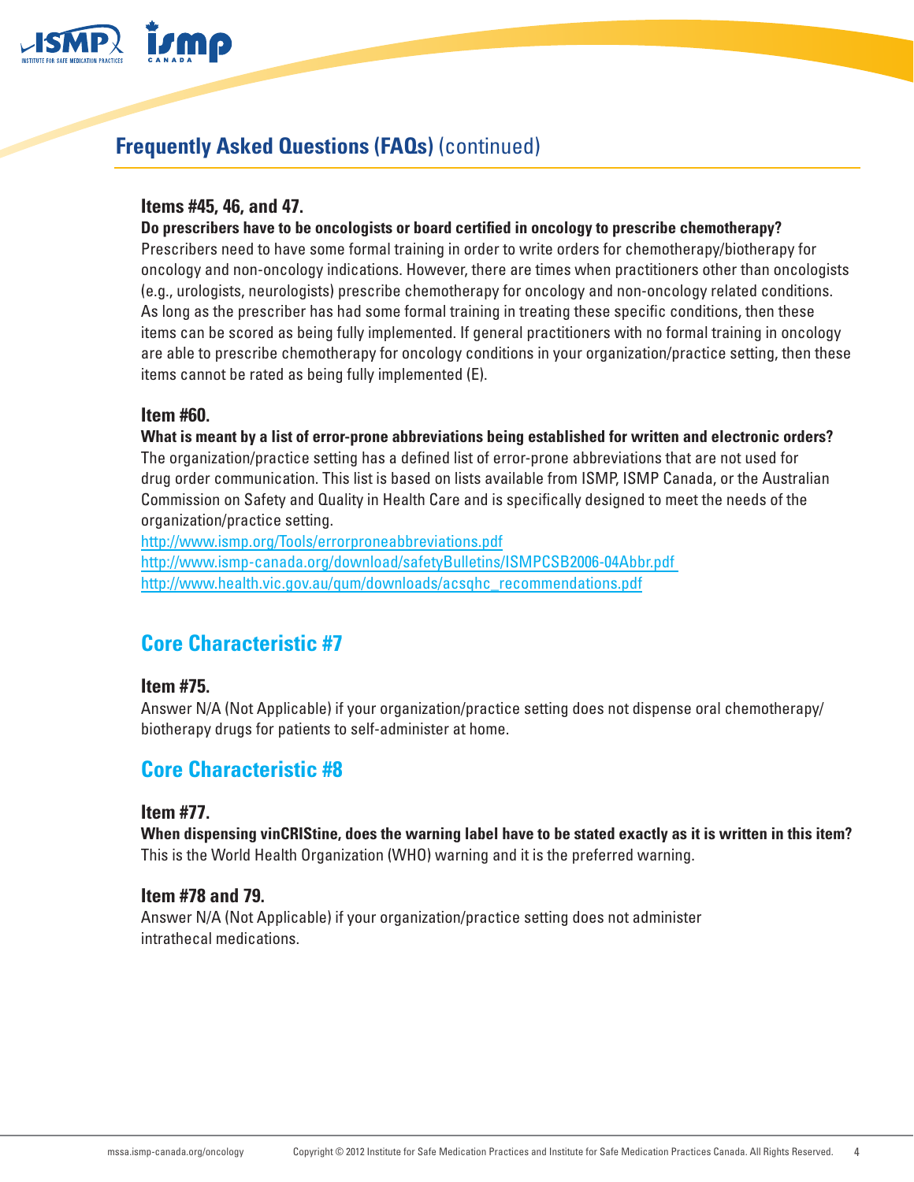## Frequently Asked Questions (FAQs) (continued)

### Items #45, 46, and 47.

**Do prescribers have to be oncologists or board certified in oncology to prescribe chemotherapy?**

Prescribers need to have some formal training in order to write orders for chemotherapy/biotherapy for oncology and non-oncology indications. However, there are times when practitioners other than oncologists (e.g., urologists, neurologists) prescribe chemotherapy for oncology and non-oncology related conditions. As long as the prescriber has had some formal training in treating these specific conditions, then these items can be scored as being fully implemented. If general practitioners with no formal training in oncology are able to prescribe chemotherapy for oncology conditions in your organization/practice setting, then these items cannot be rated as being fully implemented (E).

### Item #60.

**What is meant by a list of error-prone abbreviations being established for written and electronic orders?**

The organization/practice setting has a defined list of error-prone abbreviations that are not used for drug order communication. This list is based on lists available from ISMP, ISMP Canada, or the Australian Commission on Safety and Quality in Health Care and is specifically designed to meet the needs of the organization/practice setting.

http://www.ismp.org/Tools/errorproneabbreviations.pdf
http://www.ismp-canada.org/download/safetyBulletins/ISMPCSB2006-04Abbr.pdf
http://www.health.vic.gov.au/qum/downloads/acsqhc_recommendations.pdf

## Core Characteristic #7

### Item #75.

Answer N/A (Not Applicable) if your organization/practice setting does not dispense oral chemotherapy/biotherapy drugs for patients to self-administer at home.

## Core Characteristic #8

### Item #77.

**When dispensing vinCRIStine, does the warning label have to be stated exactly as it is written in this item?**

This is the World Health Organization (WHO) warning and it is the preferred warning.

### Item #78 and 79.

Answer N/A (Not Applicable) if your organization/practice setting does not administer intrathecal medications.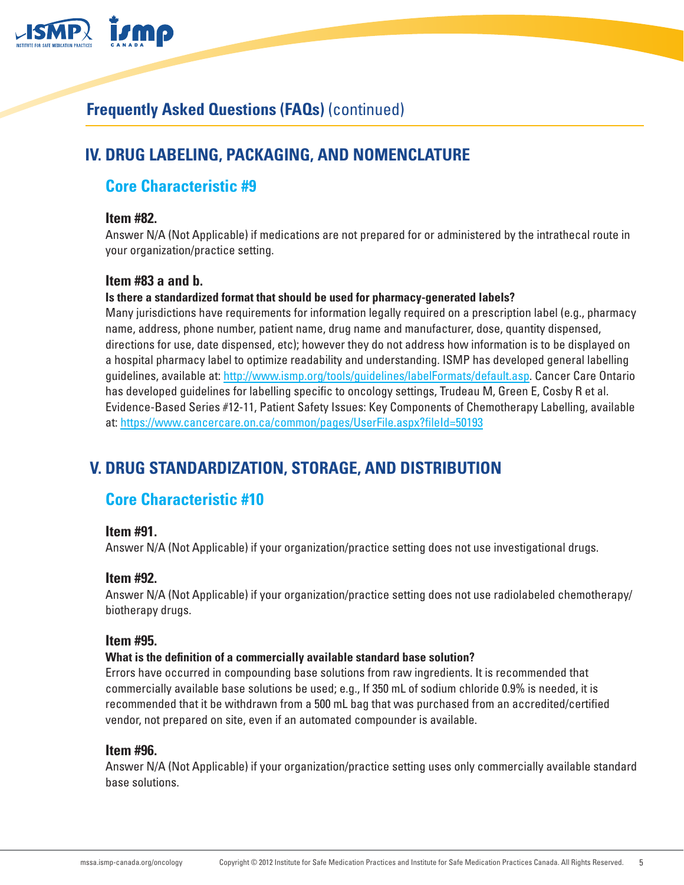## Frequently Asked Questions (FAQs) (continued)

# IV. DRUG LABELING, PACKAGING, AND NOMENCLATURE

## Core Characteristic #9

### Item #82.

Answer N/A (Not Applicable) if medications are not prepared for or administered by the intrathecal route in your organization/practice setting.

### Item #83 a and b.

**Is there a standardized format that should be used for pharmacy-generated labels?**

Many jurisdictions have requirements for information legally required on a prescription label (e.g., pharmacy name, address, phone number, patient name, drug name and manufacturer, dose, quantity dispensed, directions for use, date dispensed, etc); however they do not address how information is to be displayed on a hospital pharmacy label to optimize readability and understanding. ISMP has developed general labelling guidelines, available at: http://www.ismp.org/tools/guidelines/labelFormats/default.asp. Cancer Care Ontario has developed guidelines for labelling specific to oncology settings, Trudeau M, Green E, Cosby R et al. Evidence-Based Series #12-11, Patient Safety Issues: Key Components of Chemotherapy Labelling, available at: https://www.cancercare.on.ca/common/pages/UserFile.aspx?fileId=50193

# V. DRUG STANDARDIZATION, STORAGE, AND DISTRIBUTION

## Core Characteristic #10

### Item #91.

Answer N/A (Not Applicable) if your organization/practice setting does not use investigational drugs.

### Item #92.

Answer N/A (Not Applicable) if your organization/practice setting does not use radiolabeled chemotherapy/biotherapy drugs.

### Item #95.

**What is the definition of a commercially available standard base solution?**

Errors have occurred in compounding base solutions from raw ingredients. It is recommended that commercially available base solutions be used; e.g., If 350 mL of sodium chloride 0.9% is needed, it is recommended that it be withdrawn from a 500 mL bag that was purchased from an accredited/certified vendor, not prepared on site, even if an automated compounder is available.

### Item #96.

Answer N/A (Not Applicable) if your organization/practice setting uses only commercially available standard base solutions.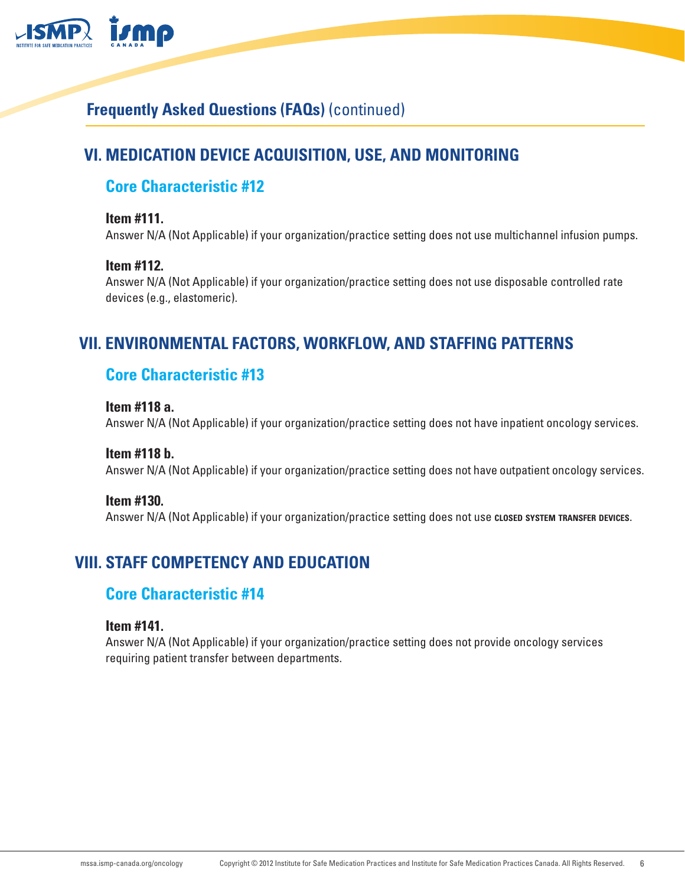## Frequently Asked Questions (FAQs) (continued)

## VI. MEDICATION DEVICE ACQUISITION, USE, AND MONITORING

### Core Characteristic #12

**Item #111.**
Answer N/A (Not Applicable) if your organization/practice setting does not use multichannel infusion pumps.

**Item #112.**
Answer N/A (Not Applicable) if your organization/practice setting does not use disposable controlled rate devices (e.g., elastomeric).

## VII. ENVIRONMENTAL FACTORS, WORKFLOW, AND STAFFING PATTERNS

### Core Characteristic #13

**Item #118 a.**
Answer N/A (Not Applicable) if your organization/practice setting does not have inpatient oncology services.

**Item #118 b.**
Answer N/A (Not Applicable) if your organization/practice setting does not have outpatient oncology services.

**Item #130.**
Answer N/A (Not Applicable) if your organization/practice setting does not use CLOSED SYSTEM TRANSFER DEVICES.

## VIII. STAFF COMPETENCY AND EDUCATION

### Core Characteristic #14

**Item #141.**
Answer N/A (Not Applicable) if your organization/practice setting does not provide oncology services requiring patient transfer between departments.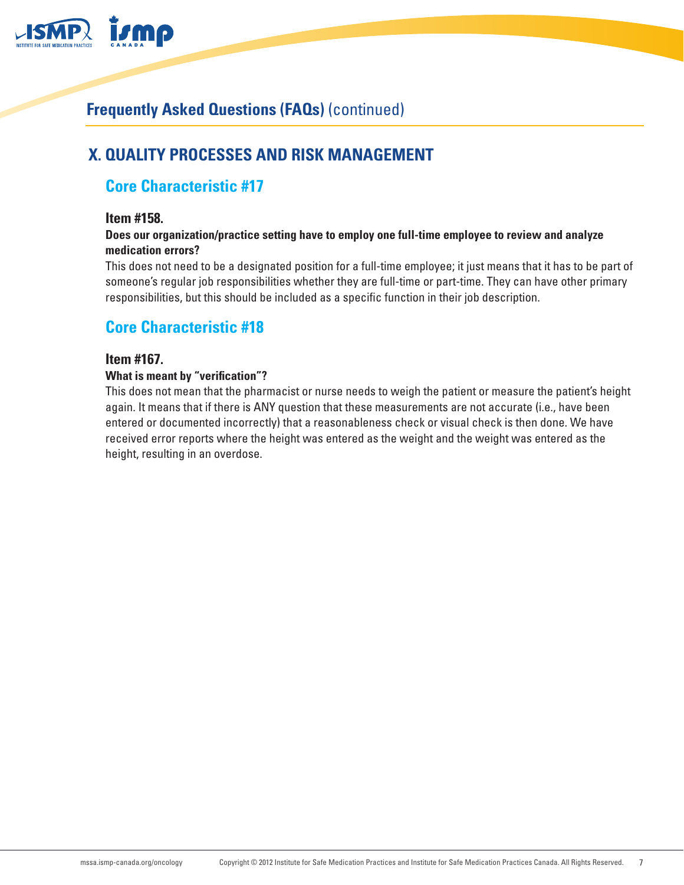## Frequently Asked Questions (FAQs) (continued)

## X. QUALITY PROCESSES AND RISK MANAGEMENT

### Core Characteristic #17

#### Item #158.

**Does our organization/practice setting have to employ one full-time employee to review and analyze medication errors?**

This does not need to be a designated position for a full-time employee; it just means that it has to be part of someone's regular job responsibilities whether they are full-time or part-time. They can have other primary responsibilities, but this should be included as a specific function in their job description.

### Core Characteristic #18

#### Item #167.

**What is meant by "verification"?**

This does not mean that the pharmacist or nurse needs to weigh the patient or measure the patient's height again. It means that if there is ANY question that these measurements are not accurate (i.e., have been entered or documented incorrectly) that a reasonableness check or visual check is then done. We have received error reports where the height was entered as the weight and the weight was entered as the height, resulting in an overdose.